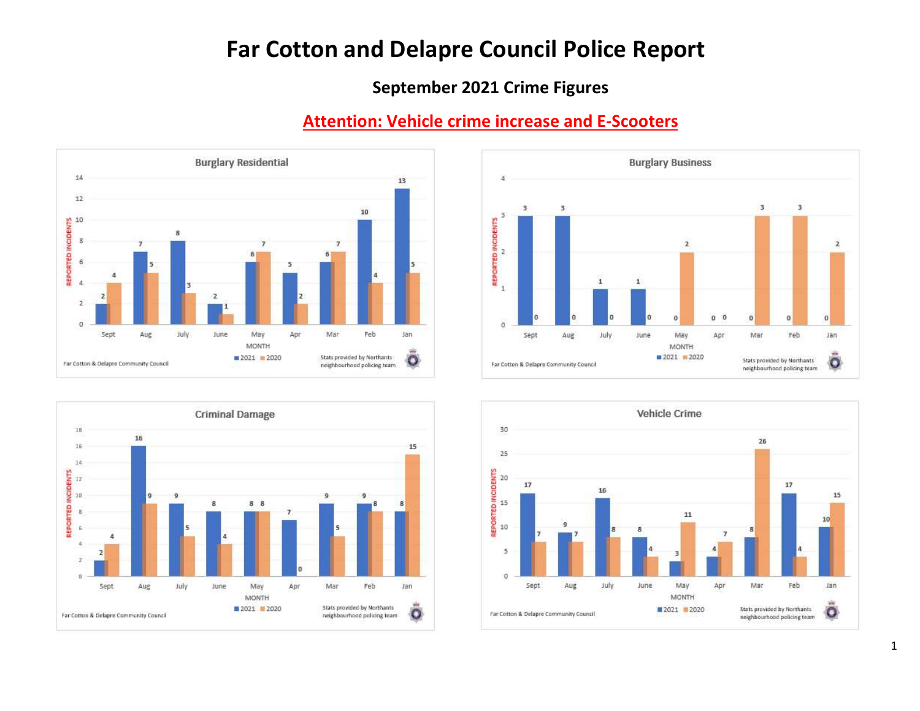# Far Cotton and Delapre Council Police Report

## September 2021 Crime Figures

**Attention: Vehicle crime increase and E-Scooters**

### Burglary Residential

| MONTH | Sept | Aug | July | June | May | Apr | Mar | Feb | Jan |
|---|---|---|---|---|---|---|---|---|---|
| 2021 | 2 | 7 | 8 | 2 | 6 | 5 | 6 | 10 | 13 |
| 2020 | 4 | 5 | 3 | 1 | 7 | 2 | 7 | 4 | 5 |

Far Cotton & Delapre Community Council — Stats provided by Northants neighbourhood policing team

### Burglary Business

| MONTH | Sept | Aug | July | June | May | Apr | Mar | Feb | Jan |
|---|---|---|---|---|---|---|---|---|---|
| 2021 | 3 | 3 | 1 | 1 | 0 | 0 | 0 | 0 | 0 |
| 2020 | 0 | 0 | 0 | 0 | 2 | 0 | 3 | 3 | 2 |

Far Cotton & Delapre Community Council — Stats provided by Northants neighbourhood policing team

### Criminal Damage

| MONTH | Sept | Aug | July | June | May | Apr | Mar | Feb | Jan |
|---|---|---|---|---|---|---|---|---|---|
| 2021 | 2 | 16 | 9 | 8 | 8 | 7 | 9 | 9 | 8 |
| 2020 | 4 | 9 | 5 | 4 | 8 | 0 | 5 | 8 | 15 |

Far Cotton & Delapre Community Council — Stats provided by Northants neighbourhood policing team

### Vehicle Crime

| MONTH | Sept | Aug | July | June | May | Apr | Mar | Feb | Jan |
|---|---|---|---|---|---|---|---|---|---|
| 2021 | 17 | 9 | 16 | 8 | 3 | 4 | 8 | 17 | 10 |
| 2020 | 7 | 7 | 8 | 4 | 11 | 7 | 26 | 4 | 15 |

Far Cotton & Delapre Community Council — Stats provided by Northants neighbourhood policing team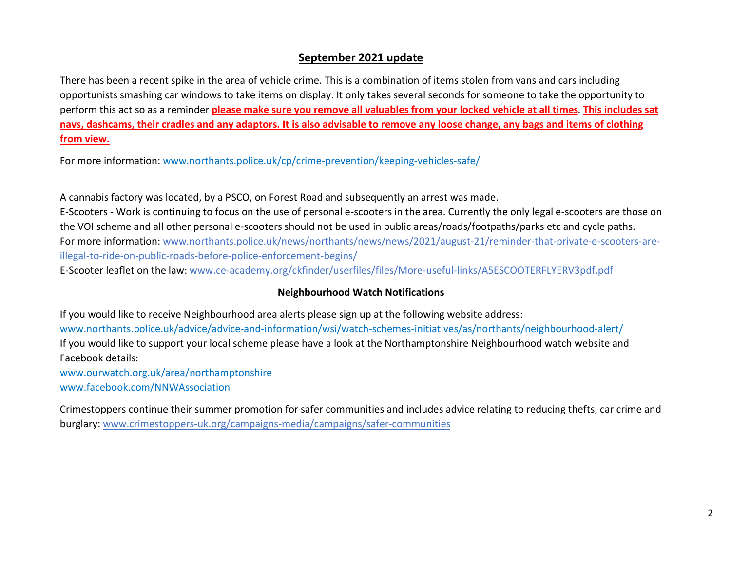## September 2021 update

There has been a recent spike in the area of vehicle crime. This is a combination of items stolen from vans and cars including opportunists smashing car windows to take items on display. It only takes several seconds for someone to take the opportunity to perform this act so as a reminder **please make sure you remove all valuables from your locked vehicle at all times**. **This includes sat navs, dashcams, their cradles and any adaptors. It is also advisable to remove any loose change, any bags and items of clothing from view.**

For more information: www.northants.police.uk/cp/crime-prevention/keeping-vehicles-safe/

A cannabis factory was located, by a PSCO, on Forest Road and subsequently an arrest was made.
E-Scooters - Work is continuing to focus on the use of personal e-scooters in the area. Currently the only legal e-scooters are those on the VOI scheme and all other personal e-scooters should not be used in public areas/roads/footpaths/parks etc and cycle paths.
For more information: www.northants.police.uk/news/northants/news/news/2021/august-21/reminder-that-private-e-scooters-are-illegal-to-ride-on-public-roads-before-police-enforcement-begins/
E-Scooter leaflet on the law: www.ce-academy.org/ckfinder/userfiles/files/More-useful-links/A5ESCOOTERFLYERV3pdf.pdf

### Neighbourhood Watch Notifications

If you would like to receive Neighbourhood area alerts please sign up at the following website address:
www.northants.police.uk/advice/advice-and-information/wsi/watch-schemes-initiatives/as/northants/neighbourhood-alert/
If you would like to support your local scheme please have a look at the Northamptonshire Neighbourhood watch website and Facebook details:
www.ourwatch.org.uk/area/northamptonshire
www.facebook.com/NNWAssociation

Crimestoppers continue their summer promotion for safer communities and includes advice relating to reducing thefts, car crime and burglary: www.crimestoppers-uk.org/campaigns-media/campaigns/safer-communities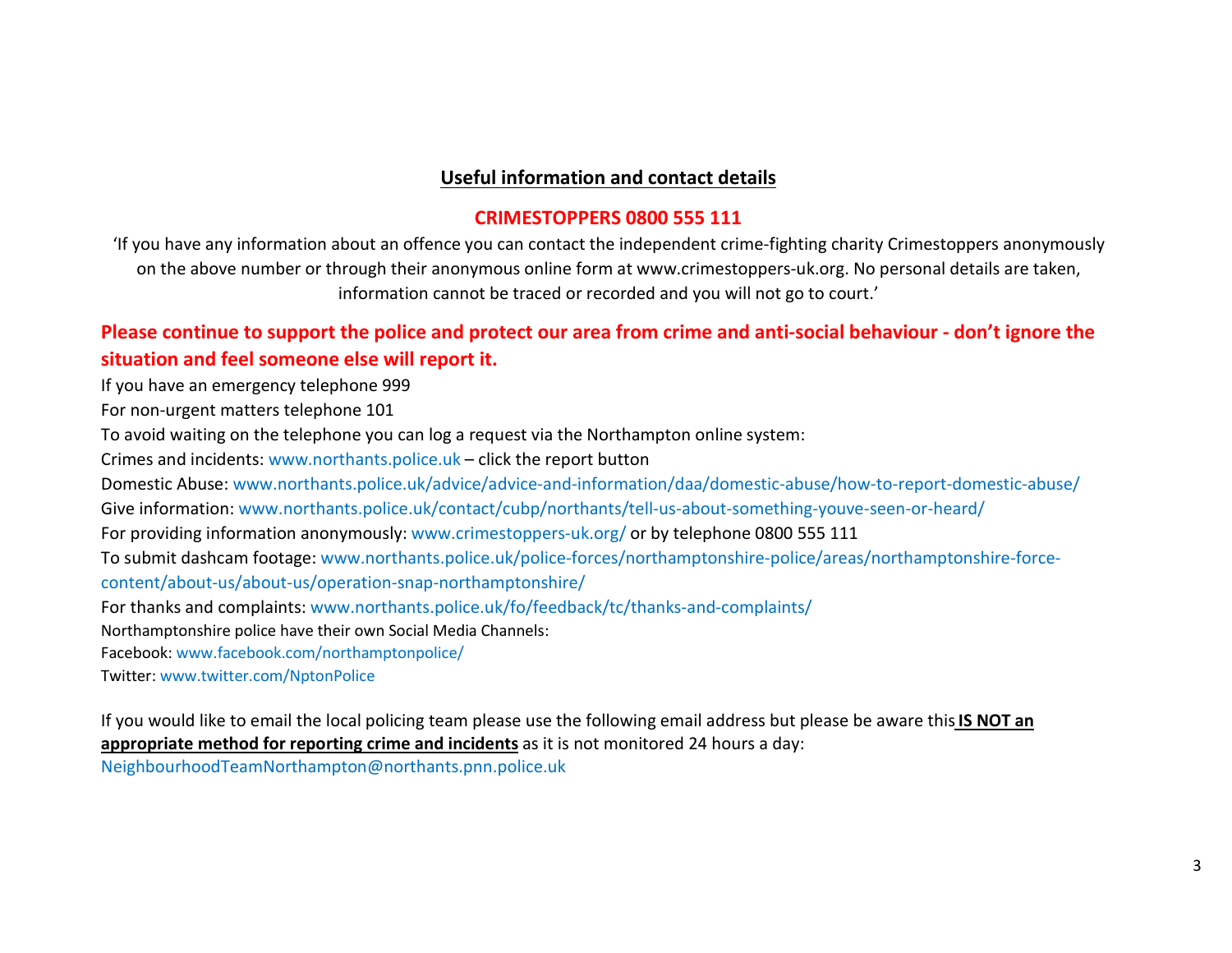## Useful information and contact details

### CRIMESTOPPERS 0800 555 111

'If you have any information about an offence you can contact the independent crime-fighting charity Crimestoppers anonymously on the above number or through their anonymous online form at www.crimestoppers-uk.org. No personal details are taken, information cannot be traced or recorded and you will not go to court.'

**Please continue to support the police and protect our area from crime and anti-social behaviour - don't ignore the situation and feel someone else will report it.**

If you have an emergency telephone 999

For non-urgent matters telephone 101

To avoid waiting on the telephone you can log a request via the Northampton online system:

Crimes and incidents: www.northants.police.uk – click the report button

Domestic Abuse: www.northants.police.uk/advice/advice-and-information/daa/domestic-abuse/how-to-report-domestic-abuse/

Give information: www.northants.police.uk/contact/cubp/northants/tell-us-about-something-youve-seen-or-heard/

For providing information anonymously: www.crimestoppers-uk.org/ or by telephone 0800 555 111

To submit dashcam footage: www.northants.police.uk/police-forces/northamptonshire-police/areas/northamptonshire-force-content/about-us/about-us/operation-snap-northamptonshire/

For thanks and complaints: www.northants.police.uk/fo/feedback/tc/thanks-and-complaints/

Northamptonshire police have their own Social Media Channels:

Facebook: www.facebook.com/northamptonpolice/

Twitter: www.twitter.com/NptonPolice

If you would like to email the local policing team please use the following email address but please be aware this **IS NOT an appropriate method for reporting crime and incidents** as it is not monitored 24 hours a day:
NeighbourhoodTeamNorthampton@northants.pnn.police.uk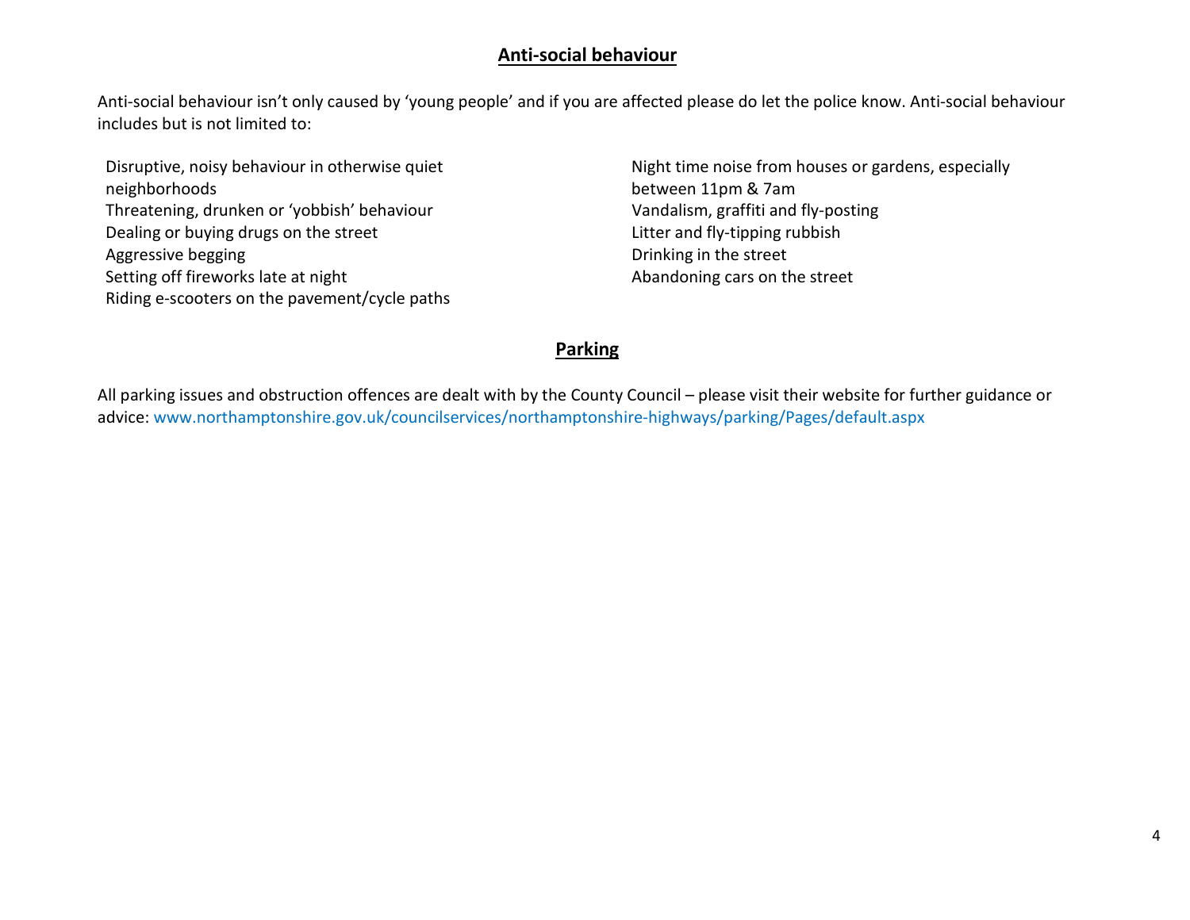## Anti-social behaviour

Anti-social behaviour isn't only caused by 'young people' and if you are affected please do let the police know. Anti-social behaviour includes but is not limited to:

- Disruptive, noisy behaviour in otherwise quiet neighborhoods
- Threatening, drunken or 'yobbish' behaviour
- Dealing or buying drugs on the street
- Aggressive begging
- Setting off fireworks late at night
- Riding e-scooters on the pavement/cycle paths
- Night time noise from houses or gardens, especially between 11pm & 7am
- Vandalism, graffiti and fly-posting
- Litter and fly-tipping rubbish
- Drinking in the street
- Abandoning cars on the street

## Parking

All parking issues and obstruction offences are dealt with by the County Council – please visit their website for further guidance or advice: www.northamptonshire.gov.uk/councilservices/northamptonshire-highways/parking/Pages/default.aspx